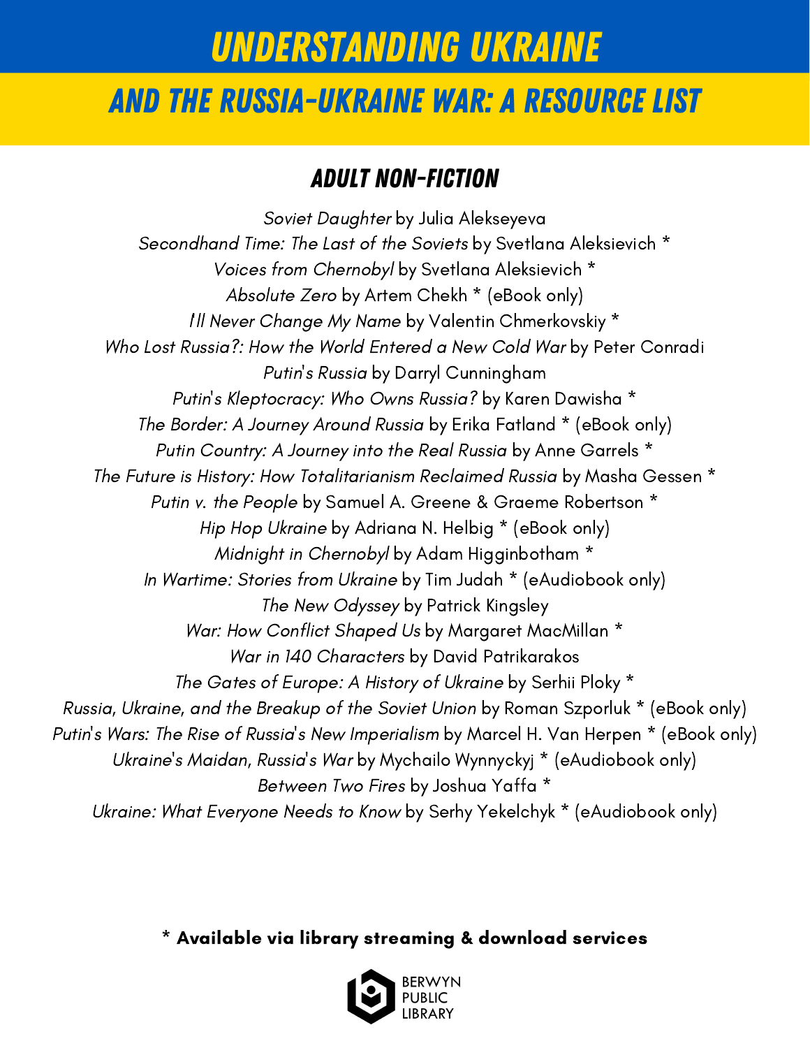# UNDERSTANDING UKRAINE

## AND THE RUSSIA-UKRAINE WAR: A RESOURCE LIST

### ADULT NON-FICTION

*Soviet Daughter* by Julia Alekseyeva
*Secondhand Time: The Last of the Soviets* by Svetlana Aleksievich *
*Voices from Chernobyl* by Svetlana Aleksievich *
*Absolute Zero* by Artem Chekh * (eBook only)
*I'll Never Change My Name* by Valentin Chmerkovskiy *
*Who Lost Russia?: How the World Entered a New Cold War* by Peter Conradi
*Putin's Russia* by Darryl Cunningham
*Putin's Kleptocracy: Who Owns Russia?* by Karen Dawisha *
*The Border: A Journey Around Russia* by Erika Fatland * (eBook only)
*Putin Country: A Journey into the Real Russia* by Anne Garrels *
*The Future is History: How Totalitarianism Reclaimed Russia* by Masha Gessen *
*Putin v. the People* by Samuel A. Greene & Graeme Robertson *
*Hip Hop Ukraine* by Adriana N. Helbig * (eBook only)
*Midnight in Chernobyl* by Adam Higginbotham *
*In Wartime: Stories from Ukraine* by Tim Judah * (eAudiobook only)
*The New Odyssey* by Patrick Kingsley
*War: How Conflict Shaped Us* by Margaret MacMillan *
*War in 140 Characters* by David Patrikarakos
*The Gates of Europe: A History of Ukraine* by Serhii Ploky *
*Russia, Ukraine, and the Breakup of the Soviet Union* by Roman Szporluk * (eBook only)
*Putin's Wars: The Rise of Russia's New Imperialism* by Marcel H. Van Herpen * (eBook only)
*Ukraine's Maidan, Russia's War* by Mychailo Wynnyckyj * (eAudiobook only)
*Between Two Fires* by Joshua Yaffa *
*Ukraine: What Everyone Needs to Know* by Serhy Yekelchyk * (eAudiobook only)

**\* Available via library streaming & download services**

BERWYN PUBLIC LIBRARY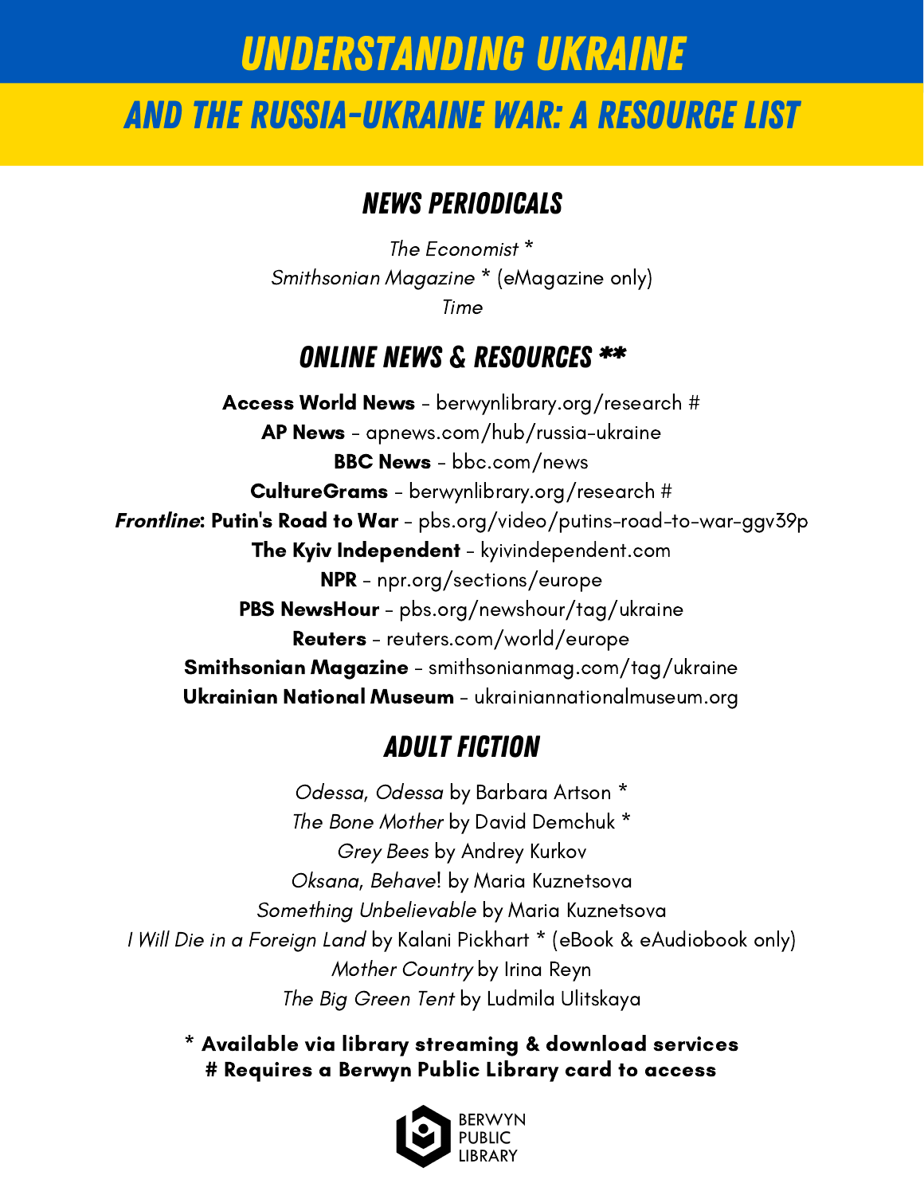# UNDERSTANDING UKRAINE

## AND THE RUSSIA-UKRAINE WAR: A RESOURCE LIST

### NEWS PERIODICALS

*The Economist* *
*Smithsonian Magazine* * (eMagazine only)
*Time*

### ONLINE NEWS & RESOURCES **

**Access World News** - berwynlibrary.org/research #
**AP News** - apnews.com/hub/russia-ukraine
**BBC News** - bbc.com/news
**CultureGrams** - berwynlibrary.org/research #
***Frontline*: Putin's Road to War** - pbs.org/video/putins-road-to-war-ggv39p
**The Kyiv Independent** - kyivindependent.com
**NPR** - npr.org/sections/europe
**PBS NewsHour** - pbs.org/newshour/tag/ukraine
**Reuters** - reuters.com/world/europe
**Smithsonian Magazine** - smithsonianmag.com/tag/ukraine
**Ukrainian National Museum** - ukrainiannationalmuseum.org

### ADULT FICTION

*Odessa, Odessa* by Barbara Artson *
*The Bone Mother* by David Demchuk *
*Grey Bees* by Andrey Kurkov
*Oksana, Behave!* by Maria Kuznetsova
*Something Unbelievable* by Maria Kuznetsova
*I Will Die in a Foreign Land* by Kalani Pickhart * (eBook & eAudiobook only)
*Mother Country* by Irina Reyn
*The Big Green Tent* by Ludmila Ulitskaya

**\* Available via library streaming & download services**
**# Requires a Berwyn Public Library card to access**

BERWYN PUBLIC LIBRARY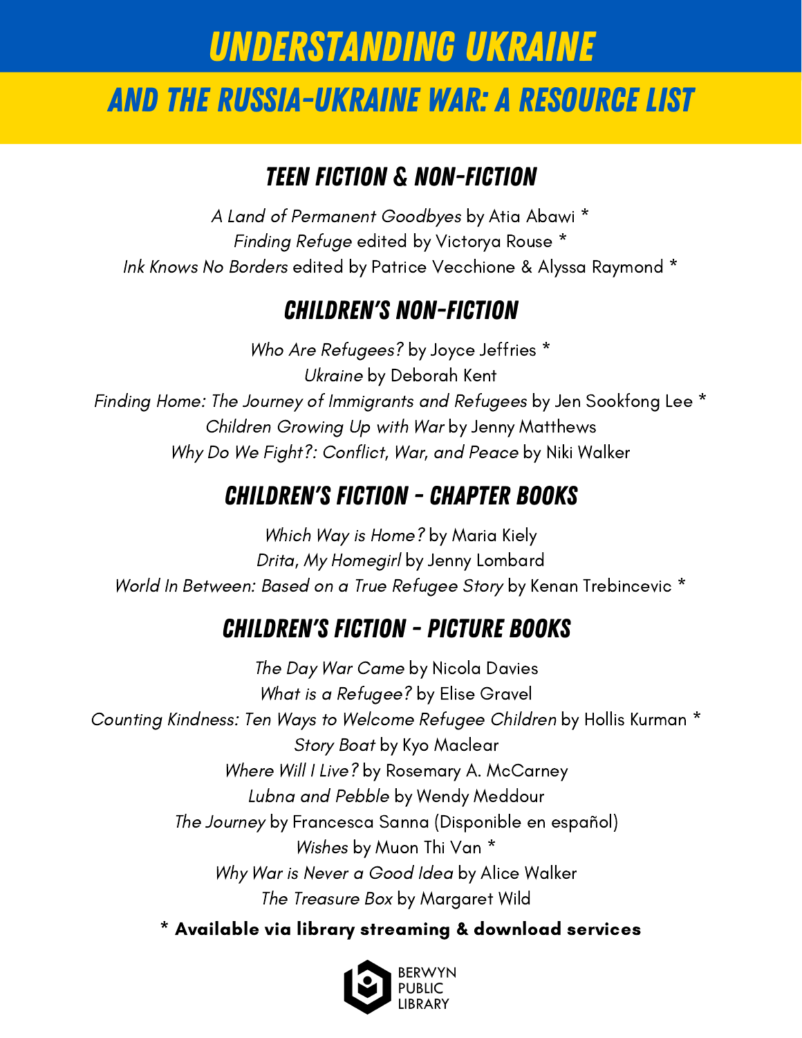# UNDERSTANDING UKRAINE

## AND THE RUSSIA-UKRAINE WAR: A RESOURCE LIST

### TEEN FICTION & NON-FICTION

*A Land of Permanent Goodbyes* by Atia Abawi *
*Finding Refuge* edited by Victorya Rouse *
*Ink Knows No Borders* edited by Patrice Vecchione & Alyssa Raymond *

### CHILDREN'S NON-FICTION

*Who Are Refugees?* by Joyce Jeffries *
*Ukraine* by Deborah Kent
*Finding Home: The Journey of Immigrants and Refugees* by Jen Sookfong Lee *
*Children Growing Up with War* by Jenny Matthews
*Why Do We Fight?: Conflict, War, and Peace* by Niki Walker

### CHILDREN'S FICTION - CHAPTER BOOKS

*Which Way is Home?* by Maria Kiely
*Drita, My Homegirl* by Jenny Lombard
*World In Between: Based on a True Refugee Story* by Kenan Trebincevic *

### CHILDREN'S FICTION - PICTURE BOOKS

*The Day War Came* by Nicola Davies
*What is a Refugee?* by Elise Gravel
*Counting Kindness: Ten Ways to Welcome Refugee Children* by Hollis Kurman *
*Story Boat* by Kyo Maclear
*Where Will I Live?* by Rosemary A. McCarney
*Lubna and Pebble* by Wendy Meddour
*The Journey* by Francesca Sanna (Disponible en español)
*Wishes* by Muon Thi Van *
*Why War is Never a Good Idea* by Alice Walker
*The Treasure Box* by Margaret Wild

**\* Available via library streaming & download services**

BERWYN PUBLIC LIBRARY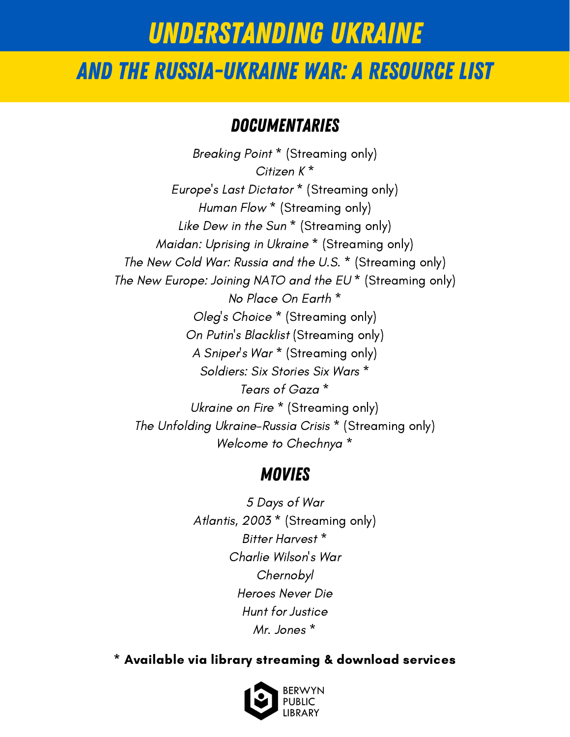# UNDERSTANDING UKRAINE

## AND THE RUSSIA-UKRAINE WAR: A RESOURCE LIST

### DOCUMENTARIES

*Breaking Point* * (Streaming only)
*Citizen K* *
*Europe's Last Dictator* * (Streaming only)
*Human Flow* * (Streaming only)
*Like Dew in the Sun* * (Streaming only)
*Maidan: Uprising in Ukraine* * (Streaming only)
*The New Cold War: Russia and the U.S.* * (Streaming only)
*The New Europe: Joining NATO and the EU* * (Streaming only)
*No Place On Earth* *
*Oleg's Choice* * (Streaming only)
*On Putin's Blacklist* (Streaming only)
*A Sniper's War* * (Streaming only)
*Soldiers: Six Stories Six Wars* *
*Tears of Gaza* *
*Ukraine on Fire* * (Streaming only)
*The Unfolding Ukraine-Russia Crisis* * (Streaming only)
*Welcome to Chechnya* *

### MOVIES

*5 Days of War*
*Atlantis, 2003* * (Streaming only)
*Bitter Harvest* *
*Charlie Wilson's War*
*Chernobyl*
*Heroes Never Die*
*Hunt for Justice*
*Mr. Jones* *

**\* Available via library streaming & download services**

BERWYN PUBLIC LIBRARY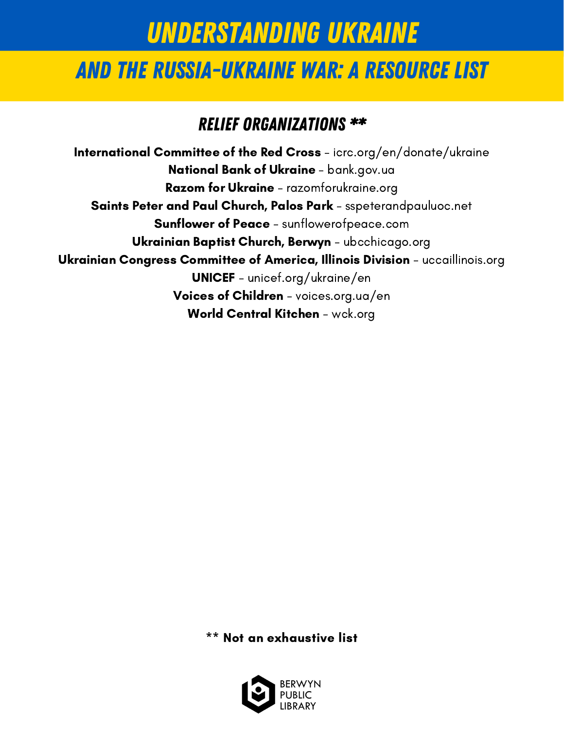# UNDERSTANDING UKRAINE

## AND THE RUSSIA-UKRAINE WAR: A RESOURCE LIST

### RELIEF ORGANIZATIONS **

**International Committee of the Red Cross** – icrc.org/en/donate/ukraine
**National Bank of Ukraine** – bank.gov.ua
**Razom for Ukraine** – razomforukraine.org
**Saints Peter and Paul Church, Palos Park** – sspeterandpauluoc.net
**Sunflower of Peace** – sunflowerofpeace.com
**Ukrainian Baptist Church, Berwyn** – ubcchicago.org
**Ukrainian Congress Committee of America, Illinois Division** – uccaillinois.org
**UNICEF** – unicef.org/ukraine/en
**Voices of Children** – voices.org.ua/en
**World Central Kitchen** – wck.org

**** Not an exhaustive list**

BERWYN PUBLIC LIBRARY